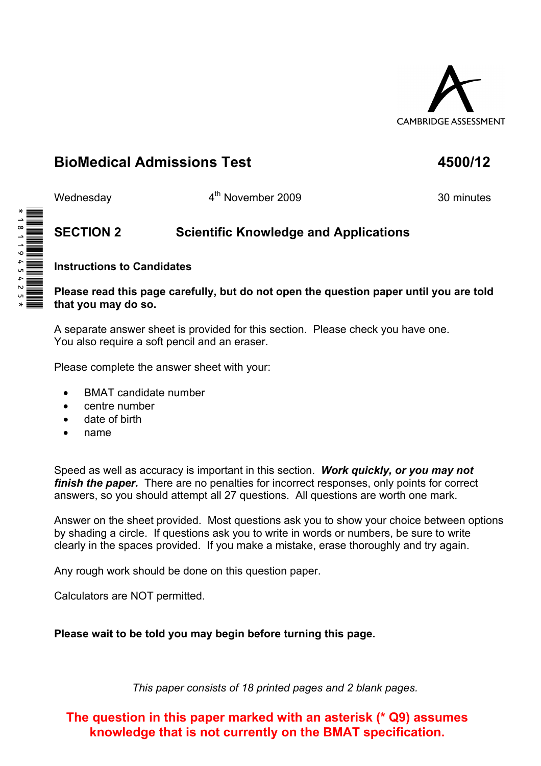CAMBRIDGE ASSESSMENT

# BioMedical Admissions Test 4500/12

Wednesday 4th November 2009 30 minutes

## SECTION 2 Scientific Knowledge and Applications

**Instructions to Candidates**

**Please read this page carefully, but do not open the question paper until you are told that you may do so.**

A separate answer sheet is provided for this section. Please check you have one.
You also require a soft pencil and an eraser.

Please complete the answer sheet with your:

- BMAT candidate number
- centre number
- date of birth
- name

Speed as well as accuracy is important in this section. ***Work quickly, or you may not finish the paper.*** There are no penalties for incorrect responses, only points for correct answers, so you should attempt all 27 questions. All questions are worth one mark.

Answer on the sheet provided. Most questions ask you to show your choice between options by shading a circle. If questions ask you to write in words or numbers, be sure to write clearly in the spaces provided. If you make a mistake, erase thoroughly and try again.

Any rough work should be done on this question paper.

Calculators are NOT permitted.

**Please wait to be told you may begin before turning this page.**

*This paper consists of 18 printed pages and 2 blank pages.*

**The question in this paper marked with an asterisk (* Q9) assumes knowledge that is not currently on the BMAT specification.**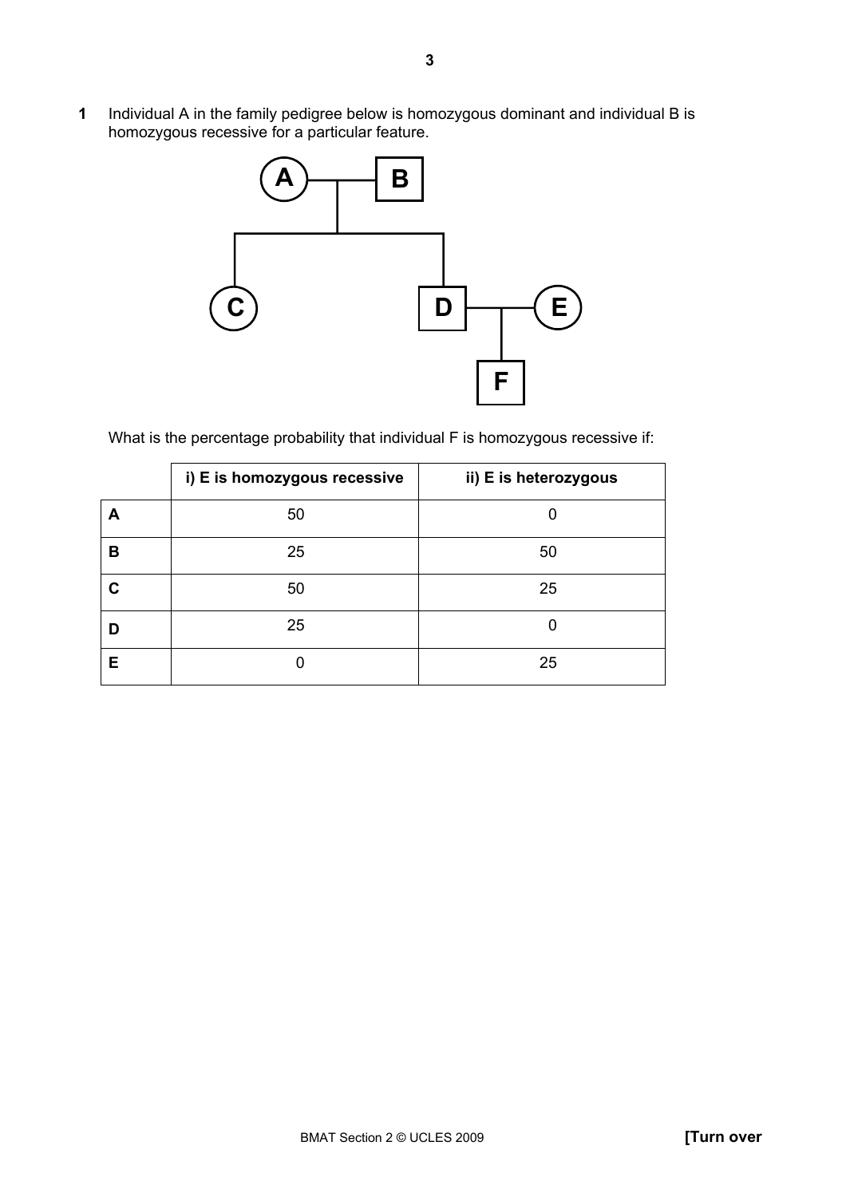**1** Individual A in the family pedigree below is homozygous dominant and individual B is homozygous recessive for a particular feature.

What is the percentage probability that individual F is homozygous recessive if:

| | i) E is homozygous recessive | ii) E is heterozygous |
|---|---|---|
| **A** | 50 | 0 |
| **B** | 25 | 50 |
| **C** | 50 | 25 |
| **D** | 25 | 0 |
| **E** | 0 | 25 |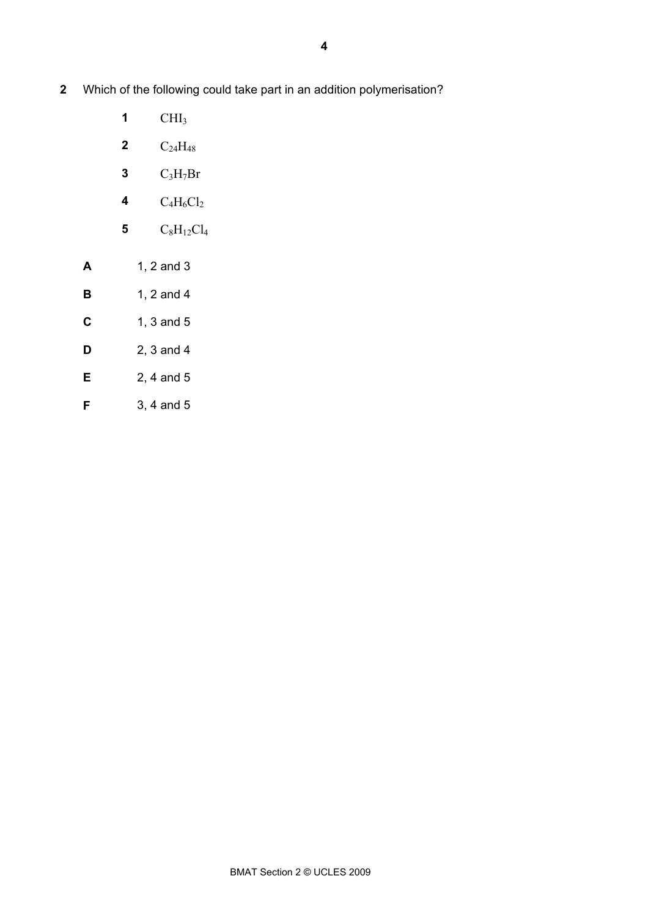**2** Which of the following could take part in an addition polymerisation?

**1** $CHI_3$

**2** $C_{24}H_{48}$

**3** $C_3H_7Br$

**4** $C_4H_6Cl_2$

**5** $C_8H_{12}Cl_4$

**A** 1, 2 and 3

**B** 1, 2 and 4

**C** 1, 3 and 5

**D** 2, 3 and 4

**E** 2, 4 and 5

**F** 3, 4 and 5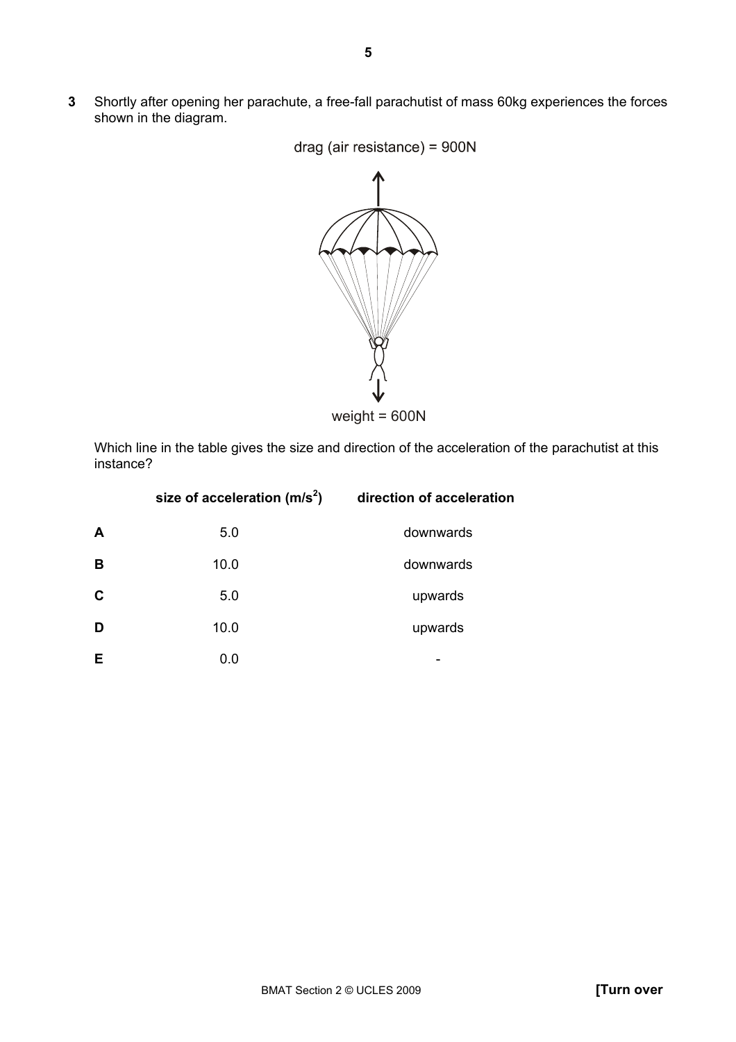**3** Shortly after opening her parachute, a free-fall parachutist of mass 60kg experiences the forces shown in the diagram.

drag (air resistance) = 900N

weight = 600N

Which line in the table gives the size and direction of the acceleration of the parachutist at this instance?

| | size of acceleration (m/s$^2$) | direction of acceleration |
|---|---|---|
| **A** | 5.0 | downwards |
| **B** | 10.0 | downwards |
| **C** | 5.0 | upwards |
| **D** | 10.0 | upwards |
| **E** | 0.0 | - |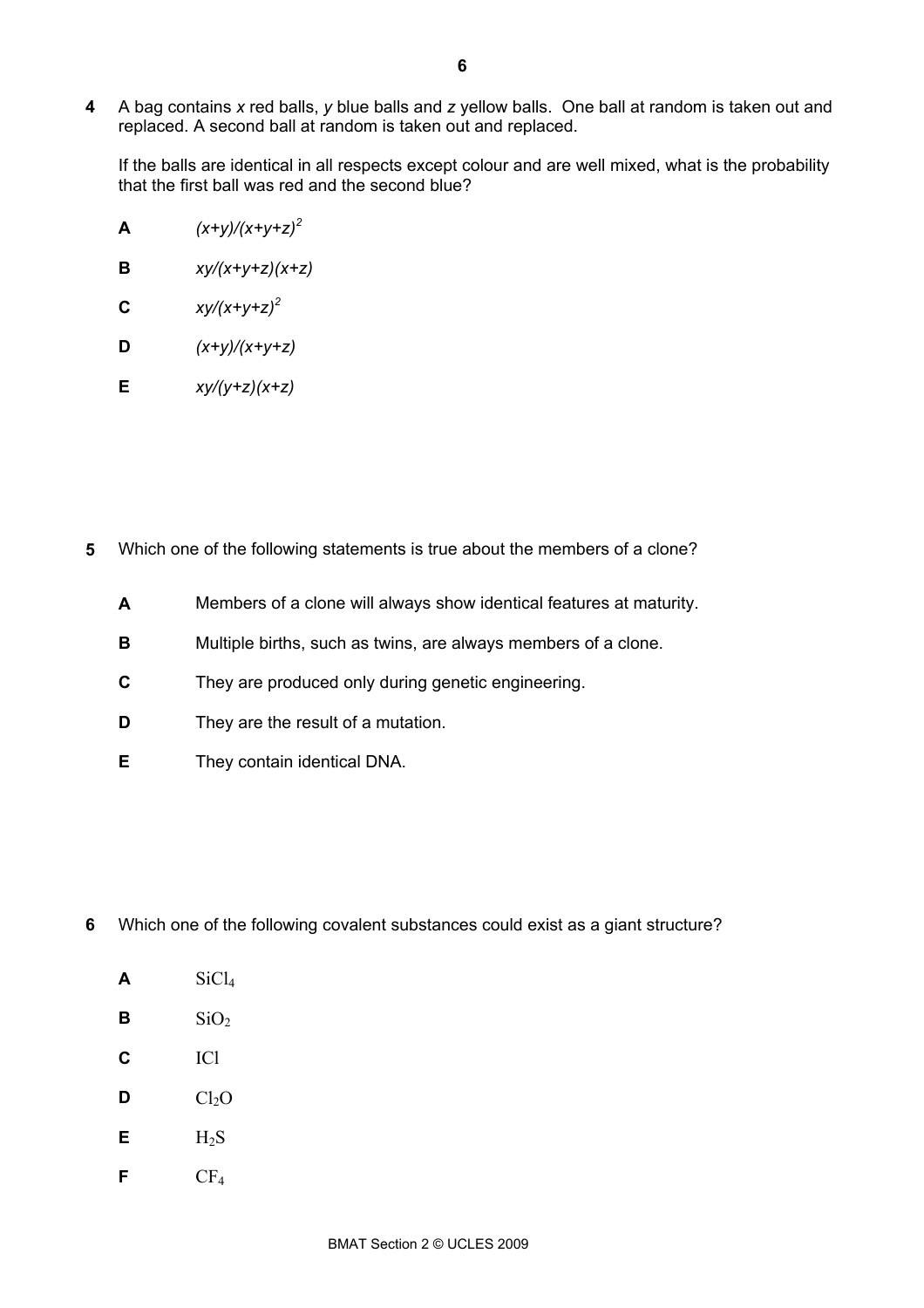**4** A bag contains $x$ red balls, $y$ blue balls and $z$ yellow balls. One ball at random is taken out and replaced. A second ball at random is taken out and replaced.

If the balls are identical in all respects except colour and are well mixed, what is the probability that the first ball was red and the second blue?

**A** $(x+y)/(x+y+z)^2$

**B** $xy/(x+y+z)(x+z)$

**C** $xy/(x+y+z)^2$

**D** $(x+y)/(x+y+z)$

**E** $xy/(y+z)(x+z)$

**5** Which one of the following statements is true about the members of a clone?

**A** Members of a clone will always show identical features at maturity.

**B** Multiple births, such as twins, are always members of a clone.

**C** They are produced only during genetic engineering.

**D** They are the result of a mutation.

**E** They contain identical DNA.

**6** Which one of the following covalent substances could exist as a giant structure?

**A** $SiCl_4$

**B** $SiO_2$

**C** $ICl$

**D** $Cl_2O$

**E** $H_2S$

**F** $CF_4$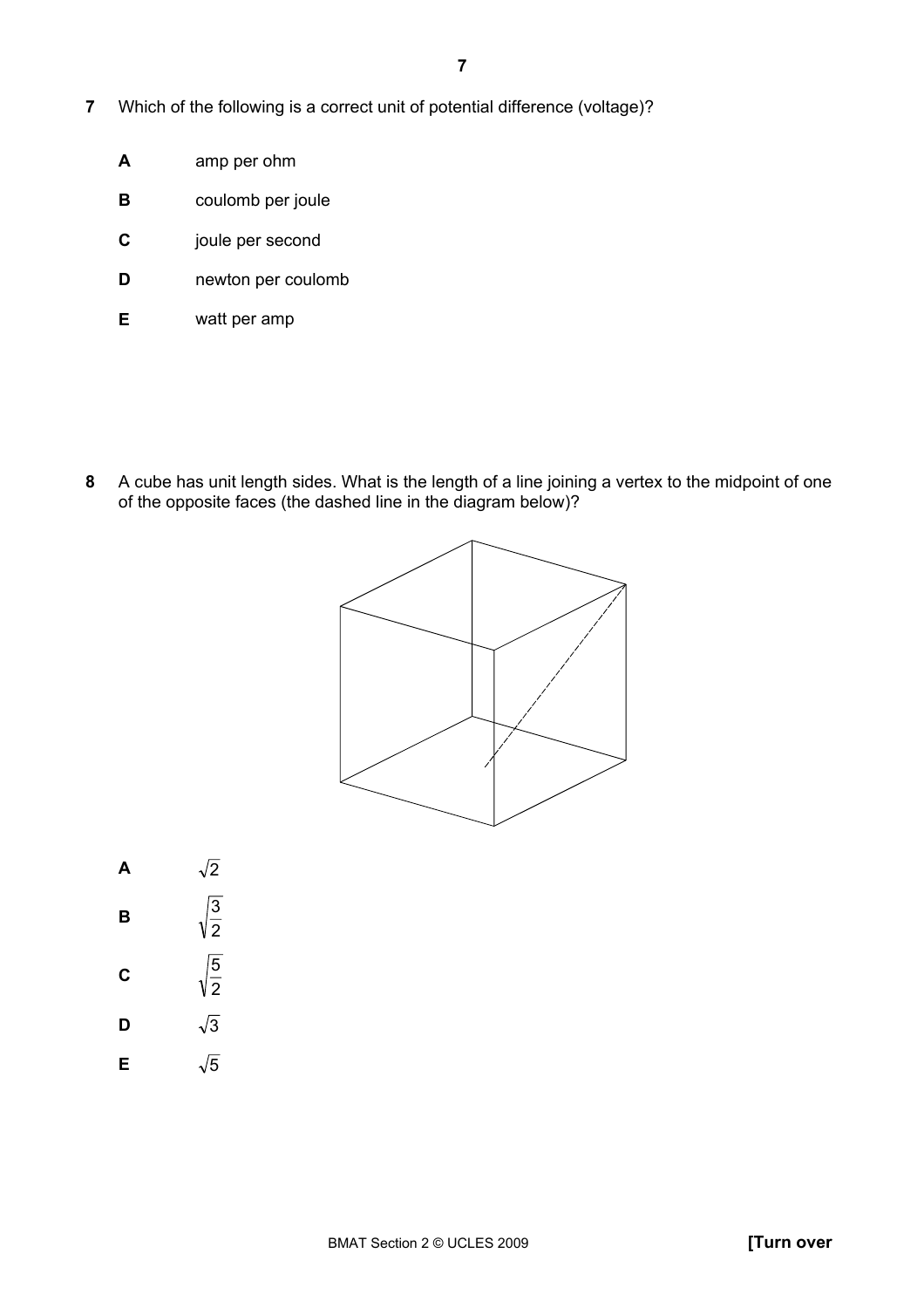**7** Which of the following is a correct unit of potential difference (voltage)?

**A** amp per ohm

**B** coulomb per joule

**C** joule per second

**D** newton per coulomb

**E** watt per amp

**8** A cube has unit length sides. What is the length of a line joining a vertex to the midpoint of one of the opposite faces (the dashed line in the diagram below)?

**A** $\sqrt{2}$

**B** $\sqrt{\frac{3}{2}}$

**C** $\sqrt{\frac{5}{2}}$

**D** $\sqrt{3}$

**E** $\sqrt{5}$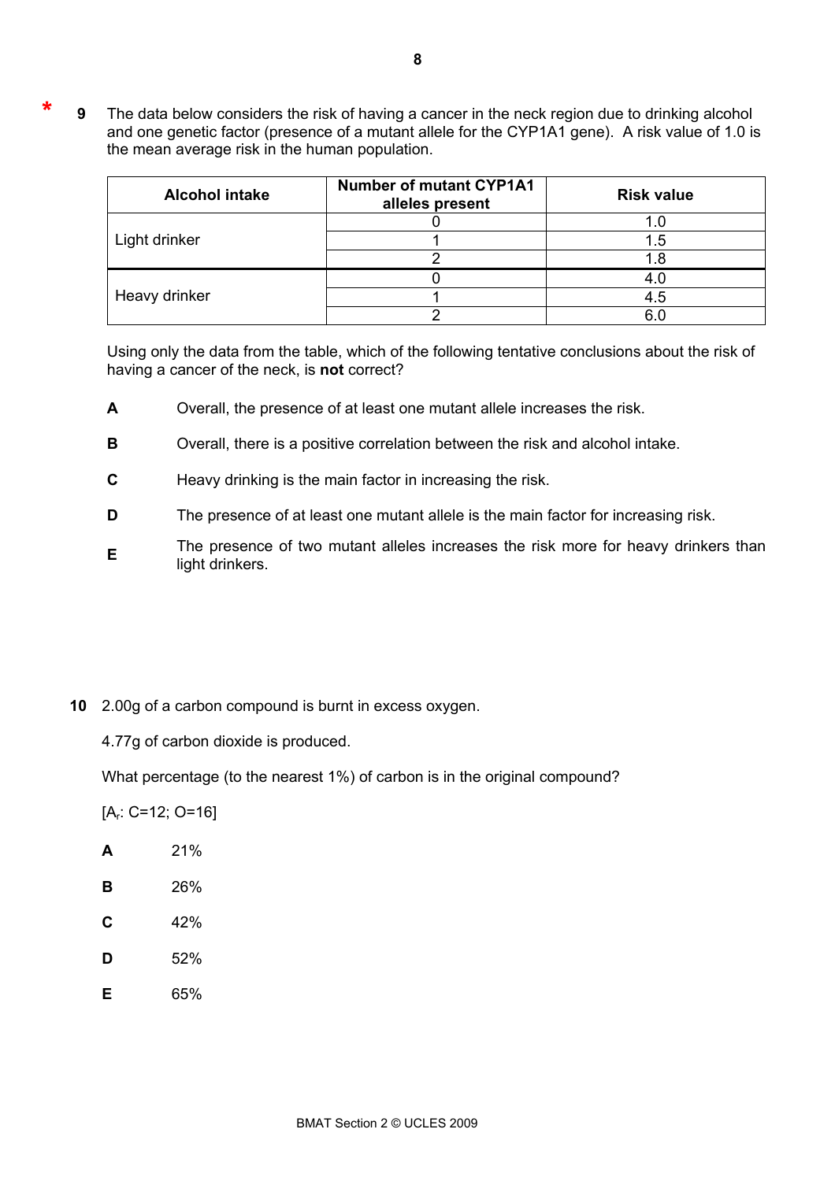\* **9** The data below considers the risk of having a cancer in the neck region due to drinking alcohol and one genetic factor (presence of a mutant allele for the CYP1A1 gene). A risk value of 1.0 is the mean average risk in the human population.

| Alcohol intake | Number of mutant CYP1A1 alleles present | Risk value |
|---|---|---|
| Light drinker | 0 | 1.0 |
| | 1 | 1.5 |
| | 2 | 1.8 |
| Heavy drinker | 0 | 4.0 |
| | 1 | 4.5 |
| | 2 | 6.0 |

Using only the data from the table, which of the following tentative conclusions about the risk of having a cancer of the neck, is **not** correct?

**A** Overall, the presence of at least one mutant allele increases the risk.

**B** Overall, there is a positive correlation between the risk and alcohol intake.

**C** Heavy drinking is the main factor in increasing the risk.

**D** The presence of at least one mutant allele is the main factor for increasing risk.

**E** The presence of two mutant alleles increases the risk more for heavy drinkers than light drinkers.

**10** 2.00g of a carbon compound is burnt in excess oxygen.

4.77g of carbon dioxide is produced.

What percentage (to the nearest 1%) of carbon is in the original compound?

[$A_r$: C=12; O=16]

**A** 21%

**B** 26%

**C** 42%

**D** 52%

**E** 65%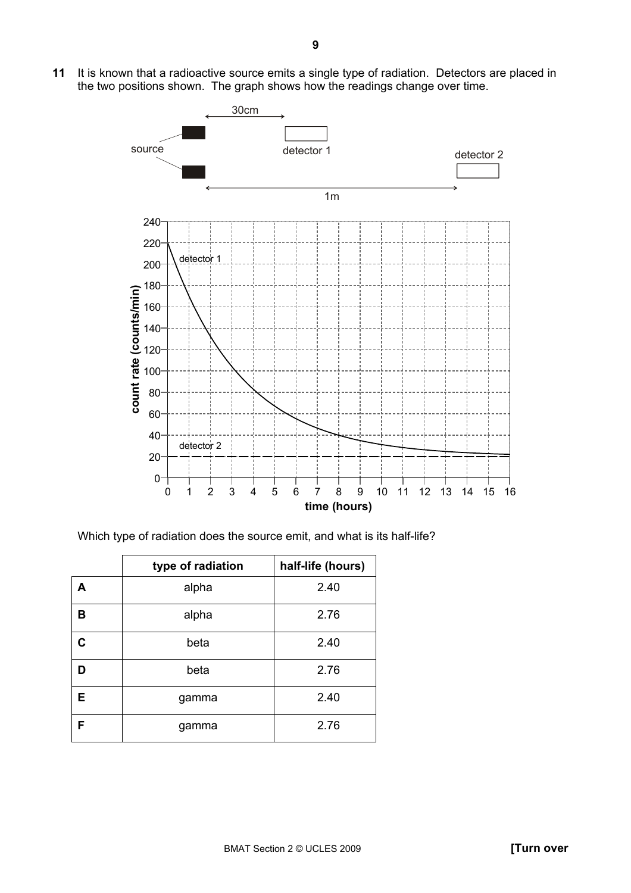**11** It is known that a radioactive source emits a single type of radiation. Detectors are placed in the two positions shown. The graph shows how the readings change over time.

Which type of radiation does the source emit, and what is its half-life?

| | type of radiation | half-life (hours) |
|---|---|---|
| **A** | alpha | 2.40 |
| **B** | alpha | 2.76 |
| **C** | beta | 2.40 |
| **D** | beta | 2.76 |
| **E** | gamma | 2.40 |
| **F** | gamma | 2.76 |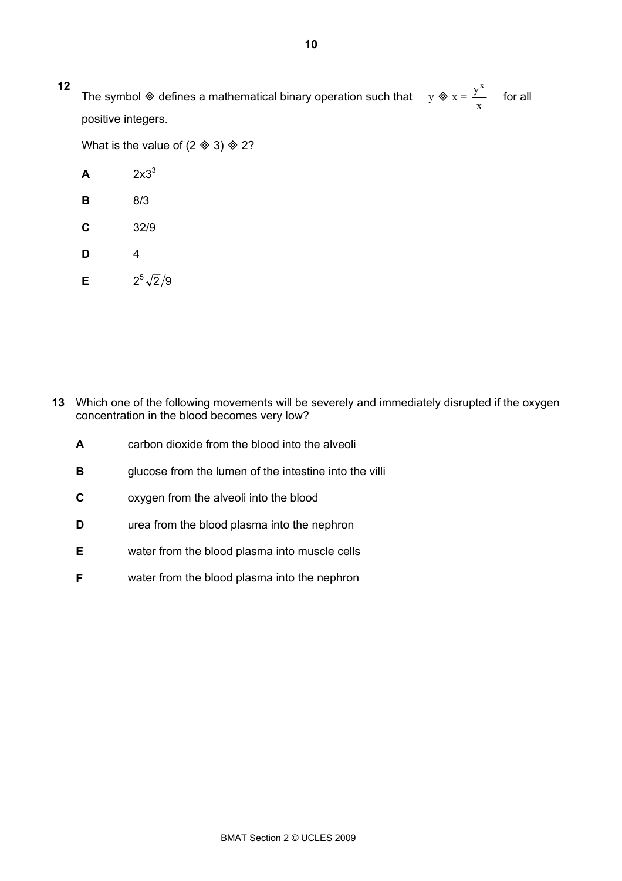**12** The symbol ◈ defines a mathematical binary operation such that $y ◈ x = \frac{y^x}{x}$ for all positive integers.

What is the value of (2 ◈ 3) ◈ 2?

**A** $2 \times 3^3$

**B** 8/3

**C** 32/9

**D** 4

**E** $2^5\sqrt{2}/9$

**13** Which one of the following movements will be severely and immediately disrupted if the oxygen concentration in the blood becomes very low?

**A** carbon dioxide from the blood into the alveoli

**B** glucose from the lumen of the intestine into the villi

**C** oxygen from the alveoli into the blood

**D** urea from the blood plasma into the nephron

**E** water from the blood plasma into muscle cells

**F** water from the blood plasma into the nephron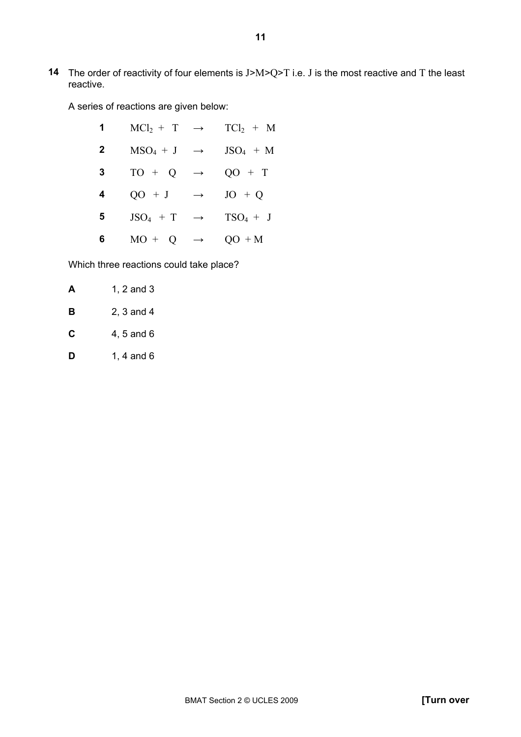**14** The order of reactivity of four elements is J>M>Q>T i.e. J is the most reactive and T the least reactive.

A series of reactions are given below:

| | | | |
|---|---|---|---|
| **1** | $MCl_2 + T$ | $\rightarrow$ | $TCl_2 + M$ |
| **2** | $MSO_4 + J$ | $\rightarrow$ | $JSO_4 + M$ |
| **3** | $TO + Q$ | $\rightarrow$ | $QO + T$ |
| **4** | $QO + J$ | $\rightarrow$ | $JO + Q$ |
| **5** | $JSO_4 + T$ | $\rightarrow$ | $TSO_4 + J$ |
| **6** | $MO + Q$ | $\rightarrow$ | $QO + M$ |

Which three reactions could take place?

**A** 1, 2 and 3

**B** 2, 3 and 4

**C** 4, 5 and 6

**D** 1, 4 and 6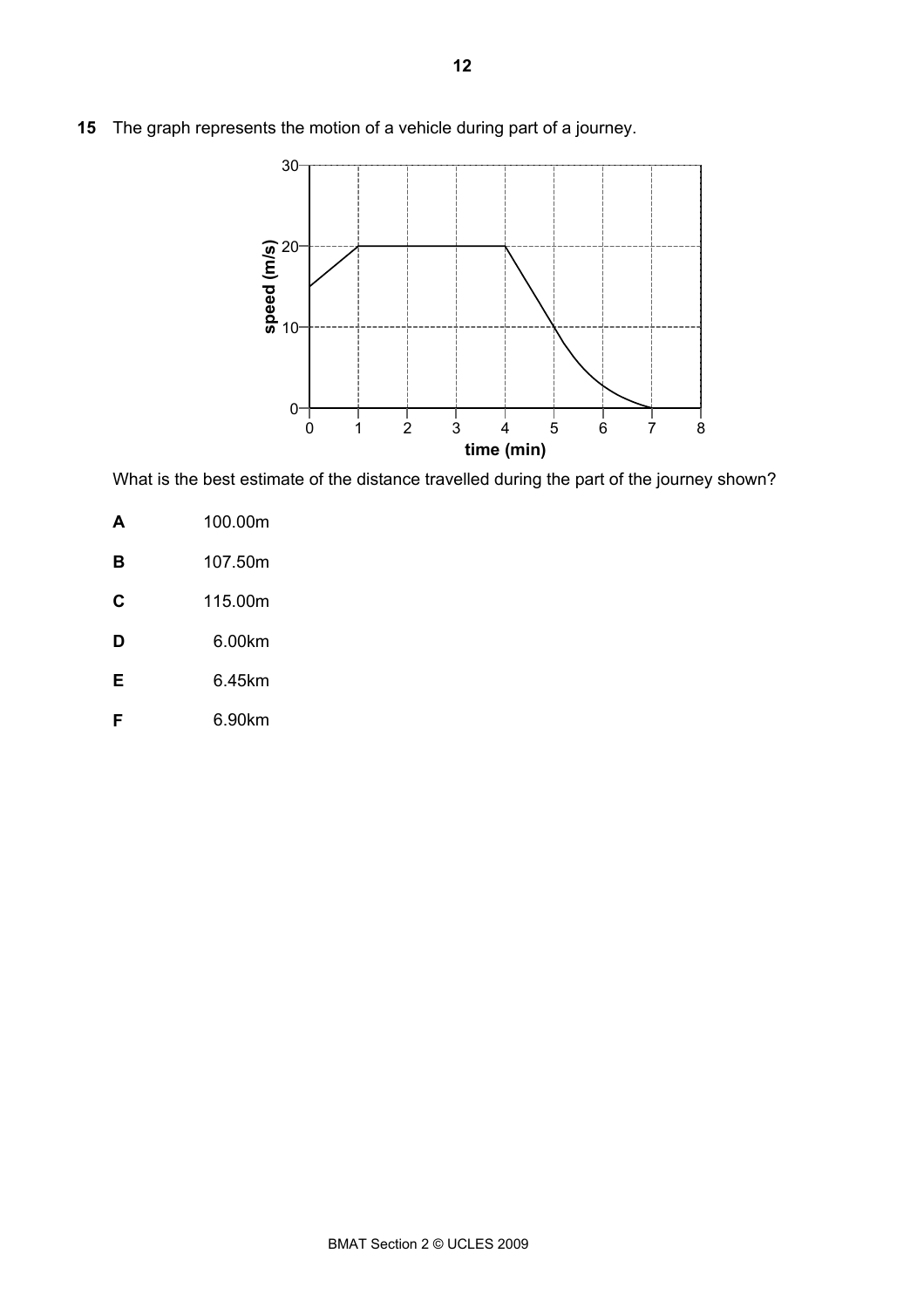**15** The graph represents the motion of a vehicle during part of a journey.

What is the best estimate of the distance travelled during the part of the journey shown?

**A** 100.00m

**B** 107.50m

**C** 115.00m

**D** 6.00km

**E** 6.45km

**F** 6.90km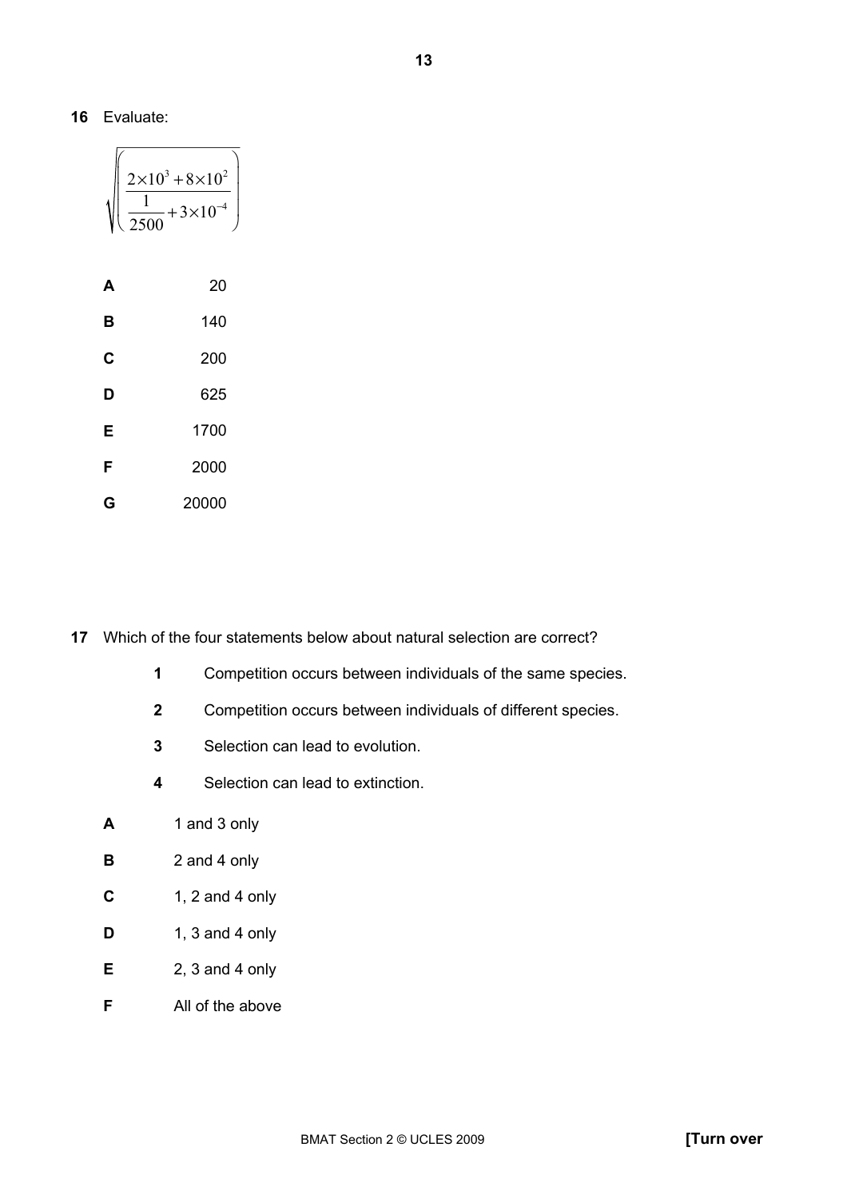**16** Evaluate:

$$\sqrt{\left(\frac{2\times10^{3}+8\times10^{2}}{\dfrac{1}{2500}+3\times10^{-4}}\right)}$$

**A** 20

**B** 140

**C** 200

**D** 625

**E** 1700

**F** 2000

**G** 20000

**17** Which of the four statements below about natural selection are correct?

**1** Competition occurs between individuals of the same species.

**2** Competition occurs between individuals of different species.

**3** Selection can lead to evolution.

**4** Selection can lead to extinction.

**A** 1 and 3 only

**B** 2 and 4 only

**C** 1, 2 and 4 only

**D** 1, 3 and 4 only

**E** 2, 3 and 4 only

**F** All of the above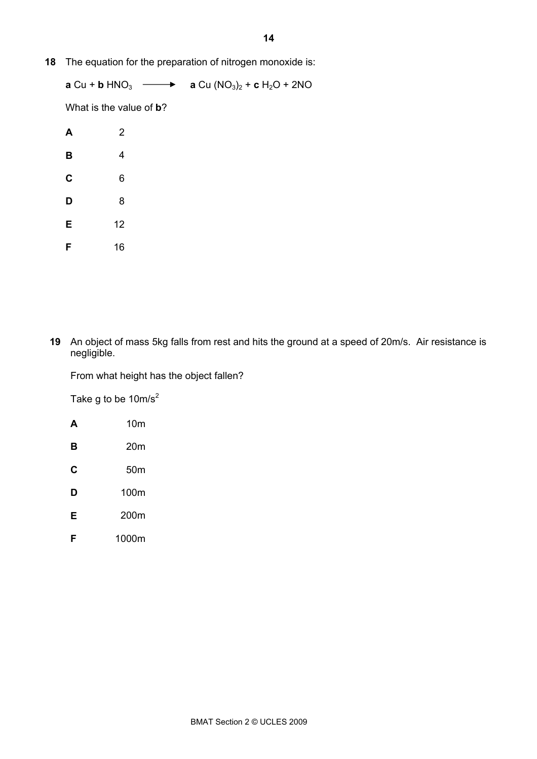**18** The equation for the preparation of nitrogen monoxide is:

$$\mathbf{a}\ Cu + \mathbf{b}\ HNO_3 \longrightarrow \mathbf{a}\ Cu(NO_3)_2 + \mathbf{c}\ H_2O + 2NO$$

What is the value of **b**?

**A** 2

**B** 4

**C** 6

**D** 8

**E** 12

**F** 16

**19** An object of mass 5kg falls from rest and hits the ground at a speed of 20m/s. Air resistance is negligible.

From what height has the object fallen?

Take g to be $10 m/s^2$

**A** 10m

**B** 20m

**C** 50m

**D** 100m

**E** 200m

**F** 1000m

BMAT Section 2 © UCLES 2009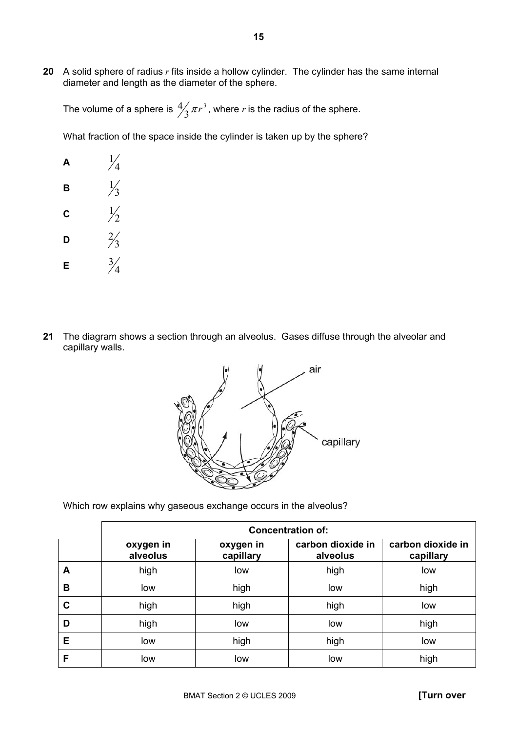**20** A solid sphere of radius $r$ fits inside a hollow cylinder. The cylinder has the same internal diameter and length as the diameter of the sphere.

The volume of a sphere is $\frac{4}{3}\pi r^3$, where $r$ is the radius of the sphere.

What fraction of the space inside the cylinder is taken up by the sphere?

**A** $\frac{1}{4}$

**B** $\frac{1}{3}$

**C** $\frac{1}{2}$

**D** $\frac{2}{3}$

**E** $\frac{3}{4}$

**21** The diagram shows a section through an alveolus. Gases diffuse through the alveolar and capillary walls.

Which row explains why gaseous exchange occurs in the alveolus?

| | Concentration of: | | | |
|---|---|---|---|---|
| | **oxygen in alveolus** | **oxygen in capillary** | **carbon dioxide in alveolus** | **carbon dioxide in capillary** |
| **A** | high | low | high | low |
| **B** | low | high | low | high |
| **C** | high | high | high | low |
| **D** | high | low | low | high |
| **E** | low | high | high | low |
| **F** | low | low | low | high |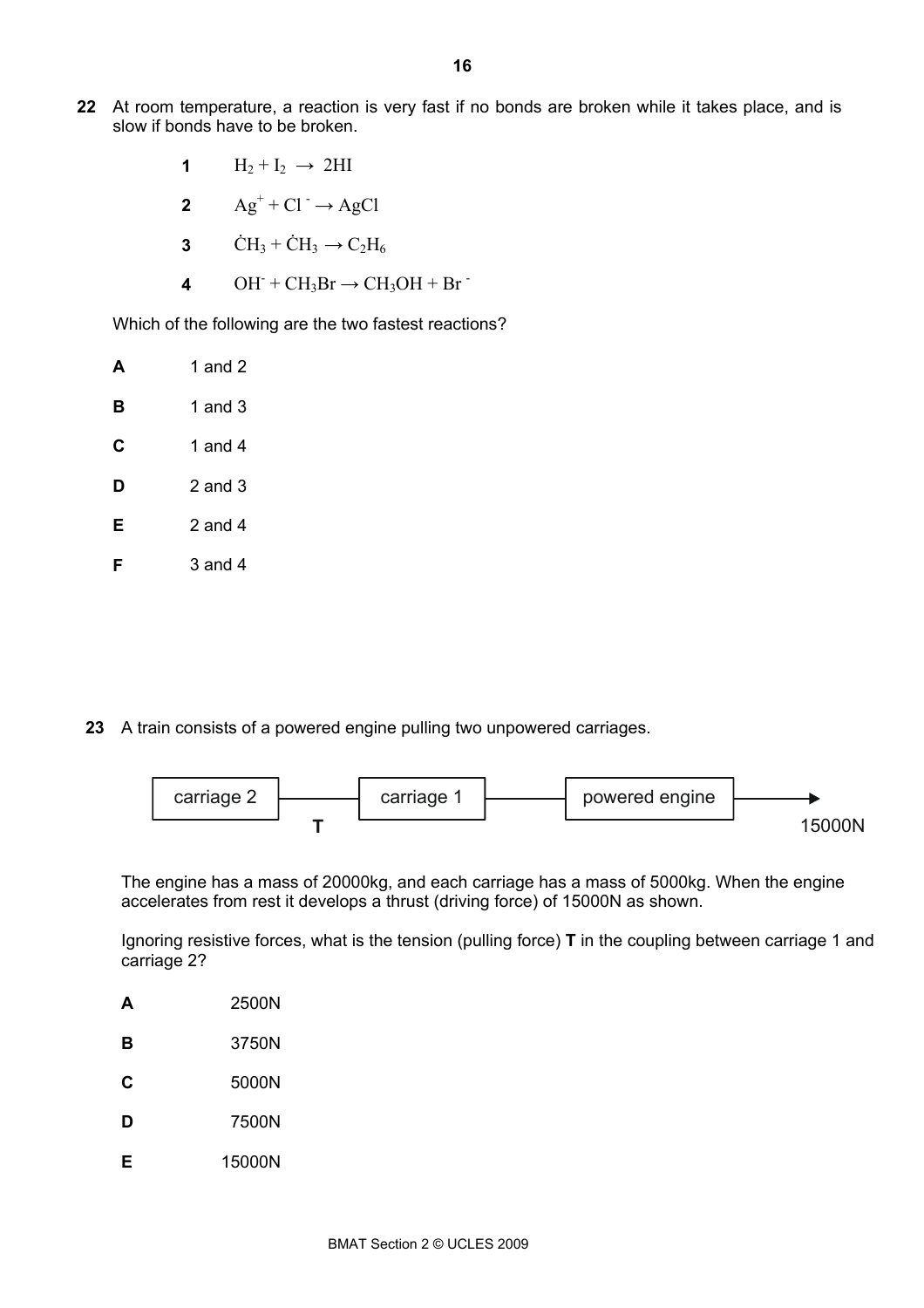**22** At room temperature, a reaction is very fast if no bonds are broken while it takes place, and is slow if bonds have to be broken.

**1** $H_2 + I_2 \rightarrow 2HI$

**2** $Ag^+ + Cl^- \rightarrow AgCl$

**3** $\dot{C}H_3 + \dot{C}H_3 \rightarrow C_2H_6$

**4** $OH^- + CH_3Br \rightarrow CH_3OH + Br^-$

Which of the following are the two fastest reactions?

**A** 1 and 2

**B** 1 and 3

**C** 1 and 4

**D** 2 and 3

**E** 2 and 4

**F** 3 and 4

**23** A train consists of a powered engine pulling two unpowered carriages.

carriage 2 —— **T** —— carriage 1 —— powered engine ——→ 15000N

The engine has a mass of 20000kg, and each carriage has a mass of 5000kg. When the engine accelerates from rest it develops a thrust (driving force) of 15000N as shown.

Ignoring resistive forces, what is the tension (pulling force) **T** in the coupling between carriage 1 and carriage 2?

**A** 2500N

**B** 3750N

**C** 5000N

**D** 7500N

**E** 15000N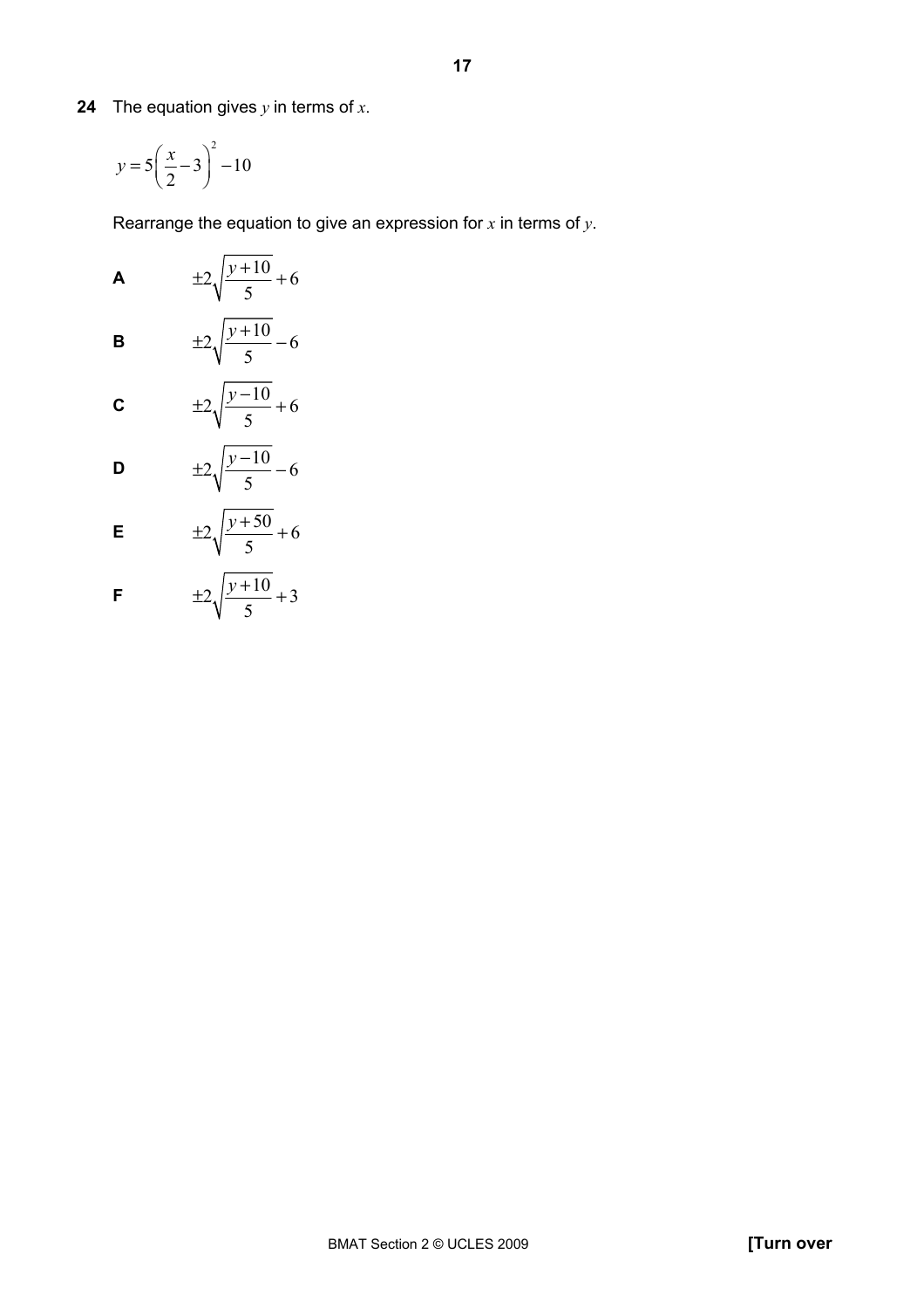**24** The equation gives $y$ in terms of $x$.

$$y = 5\left(\frac{x}{2} - 3\right)^2 - 10$$

Rearrange the equation to give an expression for $x$ in terms of $y$.

**A** $\pm 2\sqrt{\dfrac{y+10}{5}} + 6$

**B** $\pm 2\sqrt{\dfrac{y+10}{5}} - 6$

**C** $\pm 2\sqrt{\dfrac{y-10}{5}} + 6$

**D** $\pm 2\sqrt{\dfrac{y-10}{5}} - 6$

**E** $\pm 2\sqrt{\dfrac{y+50}{5}} + 6$

**F** $\pm 2\sqrt{\dfrac{y+10}{5}} + 3$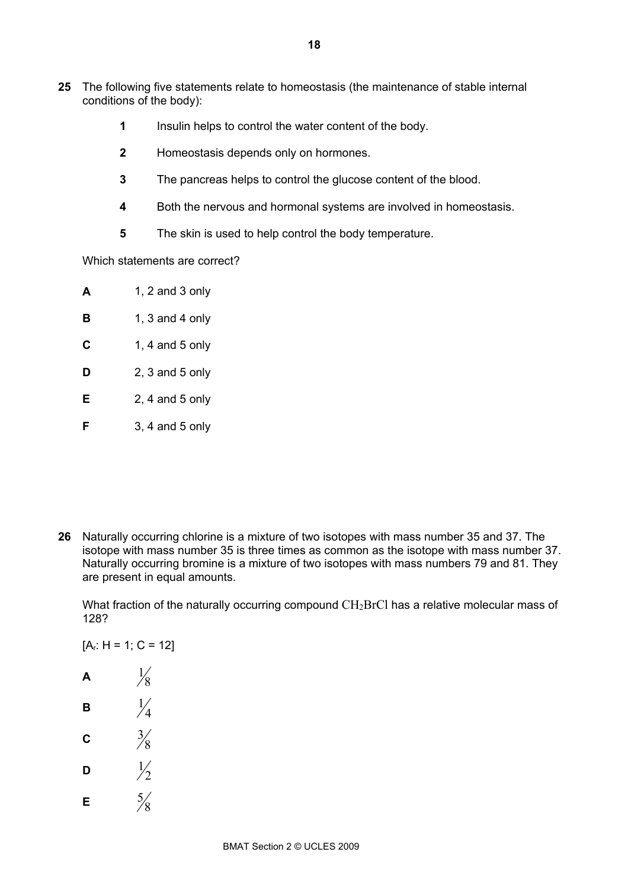**25** The following five statements relate to homeostasis (the maintenance of stable internal conditions of the body):

**1** Insulin helps to control the water content of the body.

**2** Homeostasis depends only on hormones.

**3** The pancreas helps to control the glucose content of the blood.

**4** Both the nervous and hormonal systems are involved in homeostasis.

**5** The skin is used to help control the body temperature.

Which statements are correct?

**A** 1, 2 and 3 only

**B** 1, 3 and 4 only

**C** 1, 4 and 5 only

**D** 2, 3 and 5 only

**E** 2, 4 and 5 only

**F** 3, 4 and 5 only

**26** Naturally occurring chlorine is a mixture of two isotopes with mass number 35 and 37. The isotope with mass number 35 is three times as common as the isotope with mass number 37. Naturally occurring bromine is a mixture of two isotopes with mass numbers 79 and 81. They are present in equal amounts.

What fraction of the naturally occurring compound $CH_2BrCl$ has a relative molecular mass of 128?

[$A_r$: H = 1; C = 12]

**A** $\frac{1}{8}$

**B** $\frac{1}{4}$

**C** $\frac{3}{8}$

**D** $\frac{1}{2}$

**E** $\frac{5}{8}$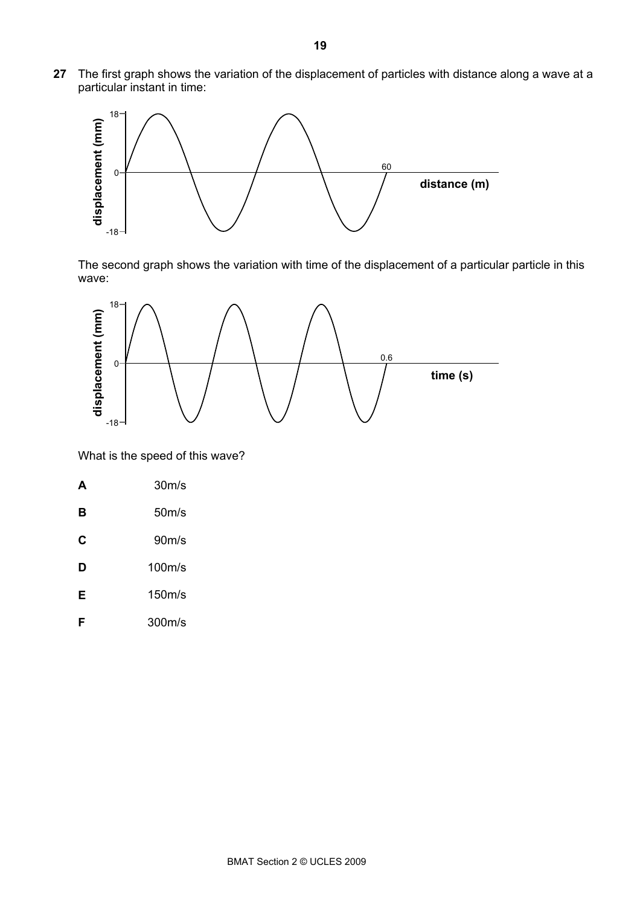**27** The first graph shows the variation of the displacement of particles with distance along a wave at a particular instant in time:

The second graph shows the variation with time of the displacement of a particular particle in this wave:

What is the speed of this wave?

**A** 30m/s

**B** 50m/s

**C** 90m/s

**D** 100m/s

**E** 150m/s

**F** 300m/s